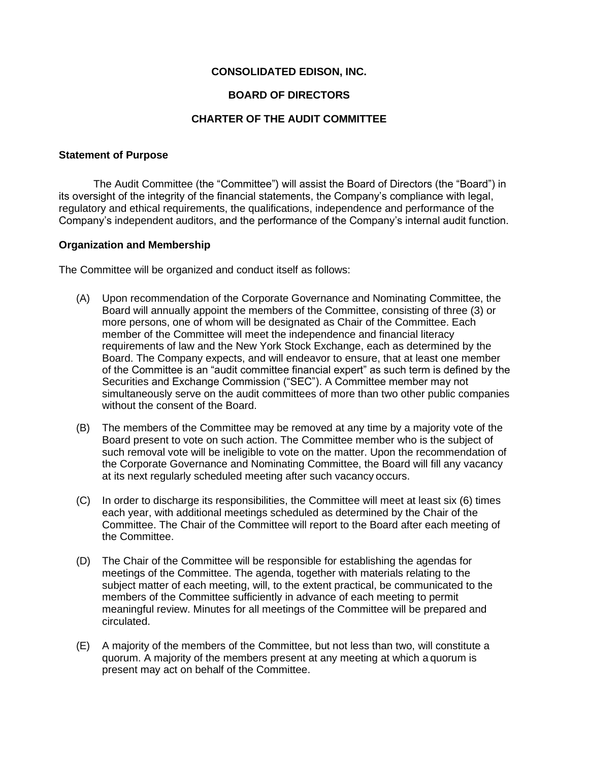# CONSOLIDATED EDISON, INC.

## BOARD OF DIRECTORS

## CHARTER OF THE AUDIT COMMITTEE

**Statement of Purpose**

The Audit Committee (the "Committee") will assist the Board of Directors (the "Board") in its oversight of the integrity of the financial statements, the Company's compliance with legal, regulatory and ethical requirements, the qualifications, independence and performance of the Company's independent auditors, and the performance of the Company's internal audit function.

**Organization and Membership**

The Committee will be organized and conduct itself as follows:

(A) Upon recommendation of the Corporate Governance and Nominating Committee, the Board will annually appoint the members of the Committee, consisting of three (3) or more persons, one of whom will be designated as Chair of the Committee. Each member of the Committee will meet the independence and financial literacy requirements of law and the New York Stock Exchange, each as determined by the Board. The Company expects, and will endeavor to ensure, that at least one member of the Committee is an "audit committee financial expert" as such term is defined by the Securities and Exchange Commission ("SEC"). A Committee member may not simultaneously serve on the audit committees of more than two other public companies without the consent of the Board.

(B) The members of the Committee may be removed at any time by a majority vote of the Board present to vote on such action. The Committee member who is the subject of such removal vote will be ineligible to vote on the matter. Upon the recommendation of the Corporate Governance and Nominating Committee, the Board will fill any vacancy at its next regularly scheduled meeting after such vacancy occurs.

(C) In order to discharge its responsibilities, the Committee will meet at least six (6) times each year, with additional meetings scheduled as determined by the Chair of the Committee. The Chair of the Committee will report to the Board after each meeting of the Committee.

(D) The Chair of the Committee will be responsible for establishing the agendas for meetings of the Committee. The agenda, together with materials relating to the subject matter of each meeting, will, to the extent practical, be communicated to the members of the Committee sufficiently in advance of each meeting to permit meaningful review. Minutes for all meetings of the Committee will be prepared and circulated.

(E) A majority of the members of the Committee, but not less than two, will constitute a quorum. A majority of the members present at any meeting at which a quorum is present may act on behalf of the Committee.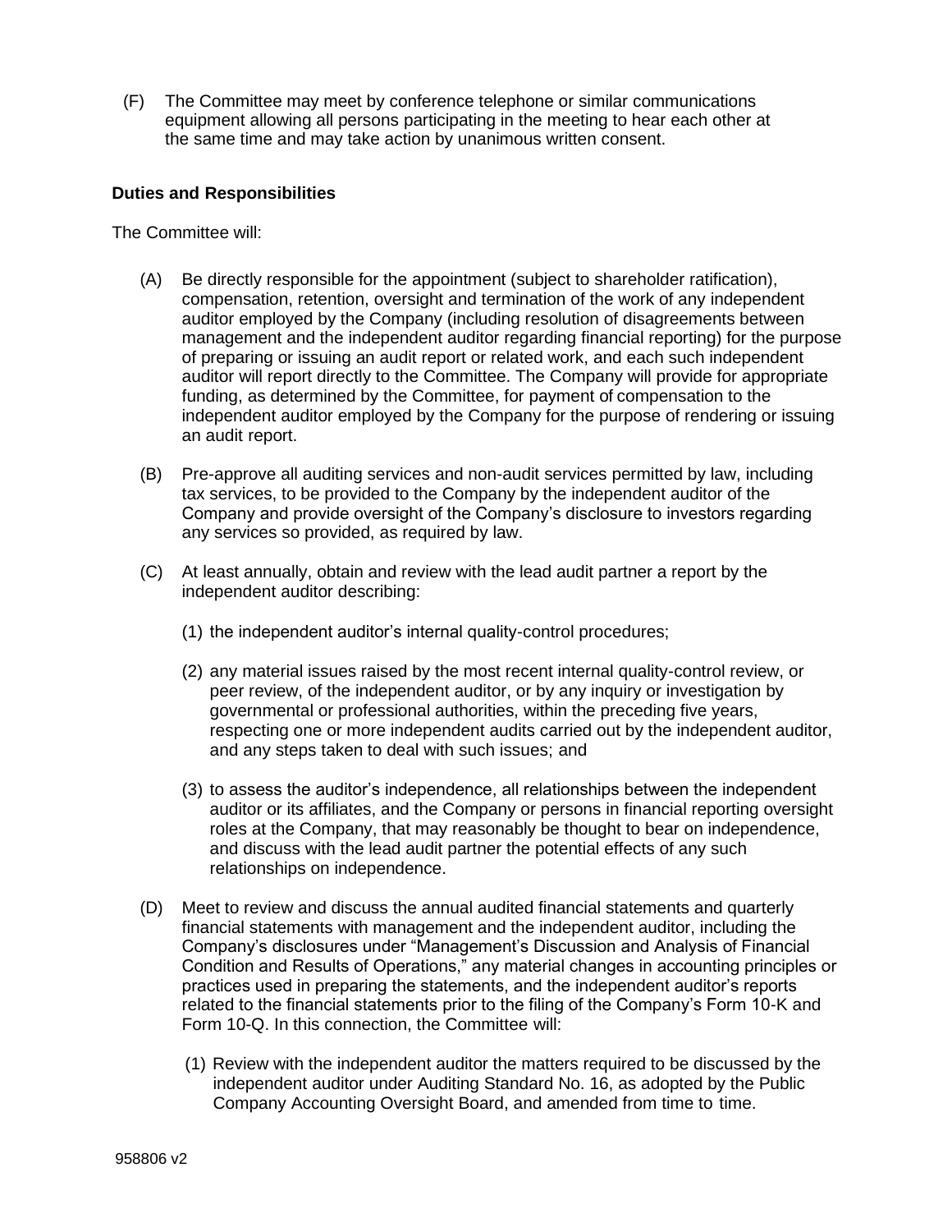(F) The Committee may meet by conference telephone or similar communications equipment allowing all persons participating in the meeting to hear each other at the same time and may take action by unanimous written consent.

**Duties and Responsibilities**

The Committee will:

(A) Be directly responsible for the appointment (subject to shareholder ratification), compensation, retention, oversight and termination of the work of any independent auditor employed by the Company (including resolution of disagreements between management and the independent auditor regarding financial reporting) for the purpose of preparing or issuing an audit report or related work, and each such independent auditor will report directly to the Committee. The Company will provide for appropriate funding, as determined by the Committee, for payment of compensation to the independent auditor employed by the Company for the purpose of rendering or issuing an audit report.

(B) Pre-approve all auditing services and non-audit services permitted by law, including tax services, to be provided to the Company by the independent auditor of the Company and provide oversight of the Company's disclosure to investors regarding any services so provided, as required by law.

(C) At least annually, obtain and review with the lead audit partner a report by the independent auditor describing:

(1) the independent auditor's internal quality-control procedures;

(2) any material issues raised by the most recent internal quality-control review, or peer review, of the independent auditor, or by any inquiry or investigation by governmental or professional authorities, within the preceding five years, respecting one or more independent audits carried out by the independent auditor, and any steps taken to deal with such issues; and

(3) to assess the auditor's independence, all relationships between the independent auditor or its affiliates, and the Company or persons in financial reporting oversight roles at the Company, that may reasonably be thought to bear on independence, and discuss with the lead audit partner the potential effects of any such relationships on independence.

(D) Meet to review and discuss the annual audited financial statements and quarterly financial statements with management and the independent auditor, including the Company's disclosures under "Management's Discussion and Analysis of Financial Condition and Results of Operations," any material changes in accounting principles or practices used in preparing the statements, and the independent auditor's reports related to the financial statements prior to the filing of the Company's Form 10-K and Form 10-Q. In this connection, the Committee will:

(1) Review with the independent auditor the matters required to be discussed by the independent auditor under Auditing Standard No. 16, as adopted by the Public Company Accounting Oversight Board, and amended from time to time.

958806 v2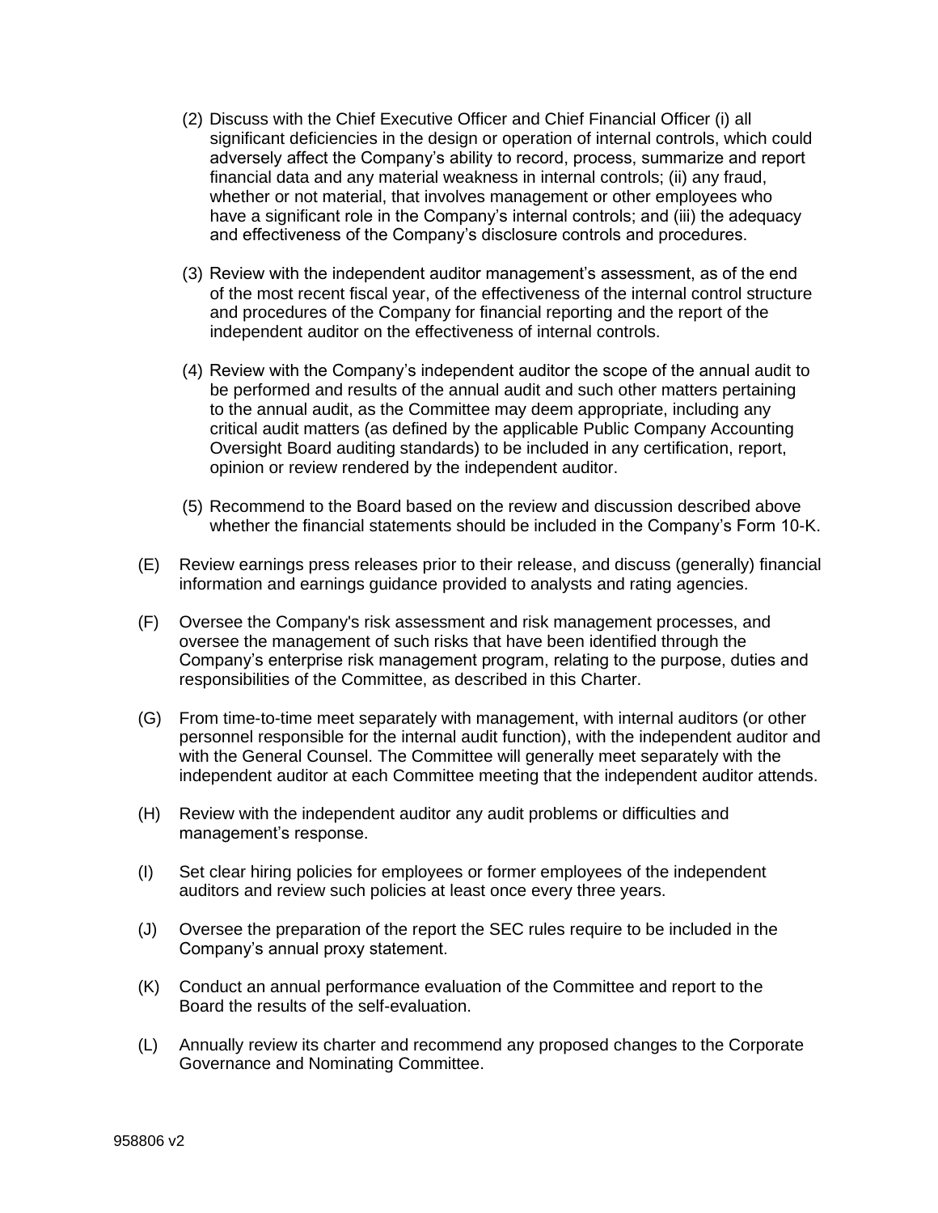(2) Discuss with the Chief Executive Officer and Chief Financial Officer (i) all significant deficiencies in the design or operation of internal controls, which could adversely affect the Company's ability to record, process, summarize and report financial data and any material weakness in internal controls; (ii) any fraud, whether or not material, that involves management or other employees who have a significant role in the Company's internal controls; and (iii) the adequacy and effectiveness of the Company's disclosure controls and procedures.

(3) Review with the independent auditor management's assessment, as of the end of the most recent fiscal year, of the effectiveness of the internal control structure and procedures of the Company for financial reporting and the report of the independent auditor on the effectiveness of internal controls.

(4) Review with the Company's independent auditor the scope of the annual audit to be performed and results of the annual audit and such other matters pertaining to the annual audit, as the Committee may deem appropriate, including any critical audit matters (as defined by the applicable Public Company Accounting Oversight Board auditing standards) to be included in any certification, report, opinion or review rendered by the independent auditor.

(5) Recommend to the Board based on the review and discussion described above whether the financial statements should be included in the Company's Form 10-K.

(E) Review earnings press releases prior to their release, and discuss (generally) financial information and earnings guidance provided to analysts and rating agencies.

(F) Oversee the Company's risk assessment and risk management processes, and oversee the management of such risks that have been identified through the Company's enterprise risk management program, relating to the purpose, duties and responsibilities of the Committee, as described in this Charter.

(G) From time-to-time meet separately with management, with internal auditors (or other personnel responsible for the internal audit function), with the independent auditor and with the General Counsel. The Committee will generally meet separately with the independent auditor at each Committee meeting that the independent auditor attends.

(H) Review with the independent auditor any audit problems or difficulties and management's response.

(I) Set clear hiring policies for employees or former employees of the independent auditors and review such policies at least once every three years.

(J) Oversee the preparation of the report the SEC rules require to be included in the Company's annual proxy statement.

(K) Conduct an annual performance evaluation of the Committee and report to the Board the results of the self-evaluation.

(L) Annually review its charter and recommend any proposed changes to the Corporate Governance and Nominating Committee.

958806 v2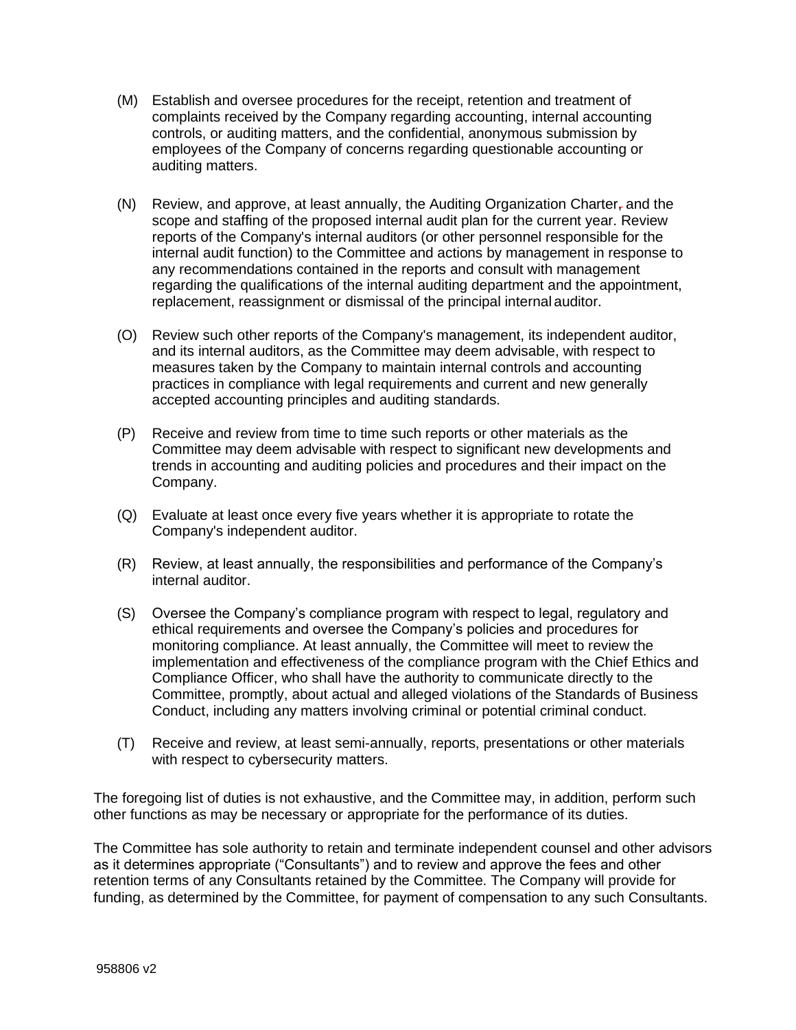(M) Establish and oversee procedures for the receipt, retention and treatment of complaints received by the Company regarding accounting, internal accounting controls, or auditing matters, and the confidential, anonymous submission by employees of the Company of concerns regarding questionable accounting or auditing matters.

(N) Review, and approve, at least annually, the Auditing Organization Charter, and the scope and staffing of the proposed internal audit plan for the current year. Review reports of the Company's internal auditors (or other personnel responsible for the internal audit function) to the Committee and actions by management in response to any recommendations contained in the reports and consult with management regarding the qualifications of the internal auditing department and the appointment, replacement, reassignment or dismissal of the principal internal auditor.

(O) Review such other reports of the Company's management, its independent auditor, and its internal auditors, as the Committee may deem advisable, with respect to measures taken by the Company to maintain internal controls and accounting practices in compliance with legal requirements and current and new generally accepted accounting principles and auditing standards.

(P) Receive and review from time to time such reports or other materials as the Committee may deem advisable with respect to significant new developments and trends in accounting and auditing policies and procedures and their impact on the Company.

(Q) Evaluate at least once every five years whether it is appropriate to rotate the Company's independent auditor.

(R) Review, at least annually, the responsibilities and performance of the Company's internal auditor.

(S) Oversee the Company's compliance program with respect to legal, regulatory and ethical requirements and oversee the Company's policies and procedures for monitoring compliance. At least annually, the Committee will meet to review the implementation and effectiveness of the compliance program with the Chief Ethics and Compliance Officer, who shall have the authority to communicate directly to the Committee, promptly, about actual and alleged violations of the Standards of Business Conduct, including any matters involving criminal or potential criminal conduct.

(T) Receive and review, at least semi-annually, reports, presentations or other materials with respect to cybersecurity matters.

The foregoing list of duties is not exhaustive, and the Committee may, in addition, perform such other functions as may be necessary or appropriate for the performance of its duties.

The Committee has sole authority to retain and terminate independent counsel and other advisors as it determines appropriate ("Consultants") and to review and approve the fees and other retention terms of any Consultants retained by the Committee. The Company will provide for funding, as determined by the Committee, for payment of compensation to any such Consultants.

958806 v2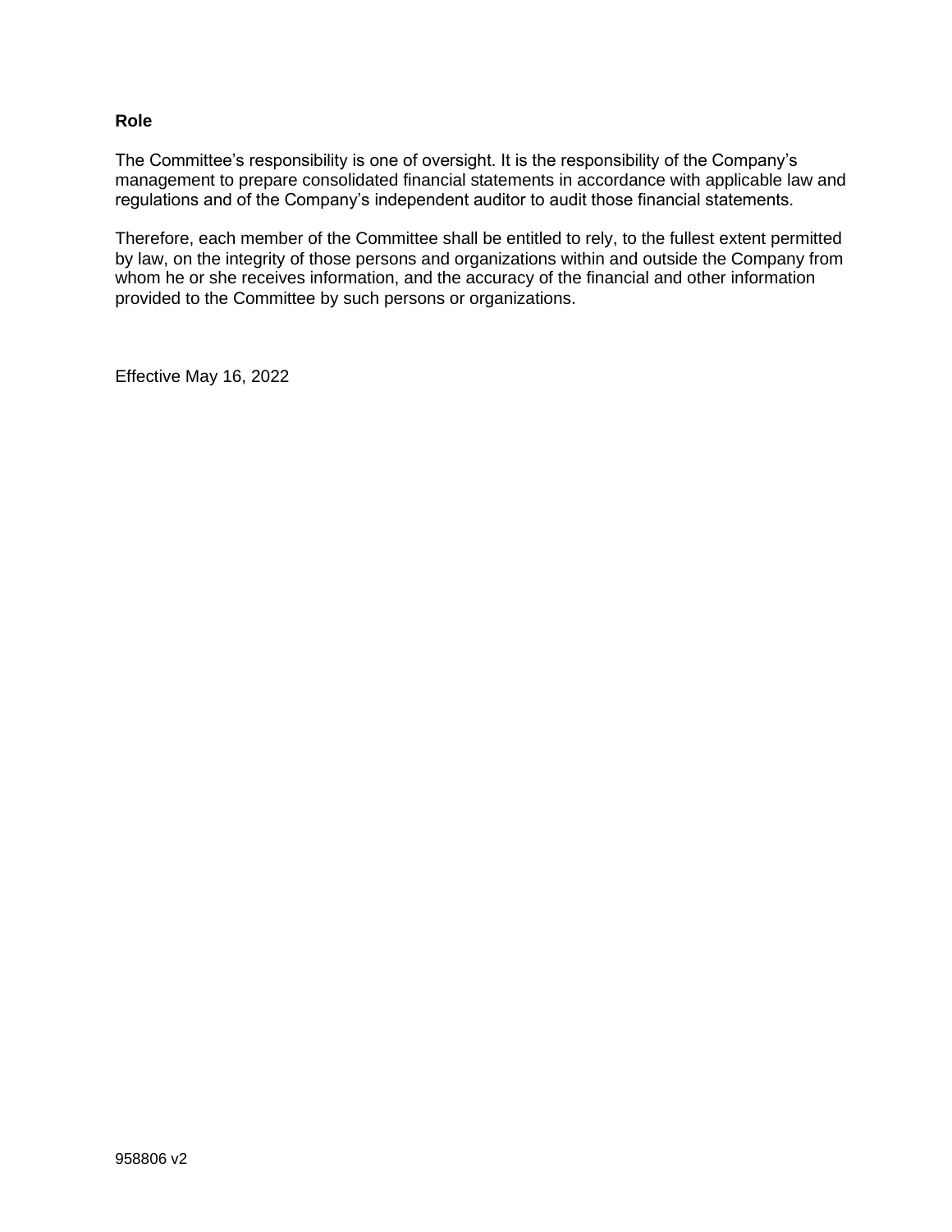**Role**

The Committee’s responsibility is one of oversight. It is the responsibility of the Company’s management to prepare consolidated financial statements in accordance with applicable law and regulations and of the Company’s independent auditor to audit those financial statements.

Therefore, each member of the Committee shall be entitled to rely, to the fullest extent permitted by law, on the integrity of those persons and organizations within and outside the Company from whom he or she receives information, and the accuracy of the financial and other information provided to the Committee by such persons or organizations.

Effective May 16, 2022

958806 v2